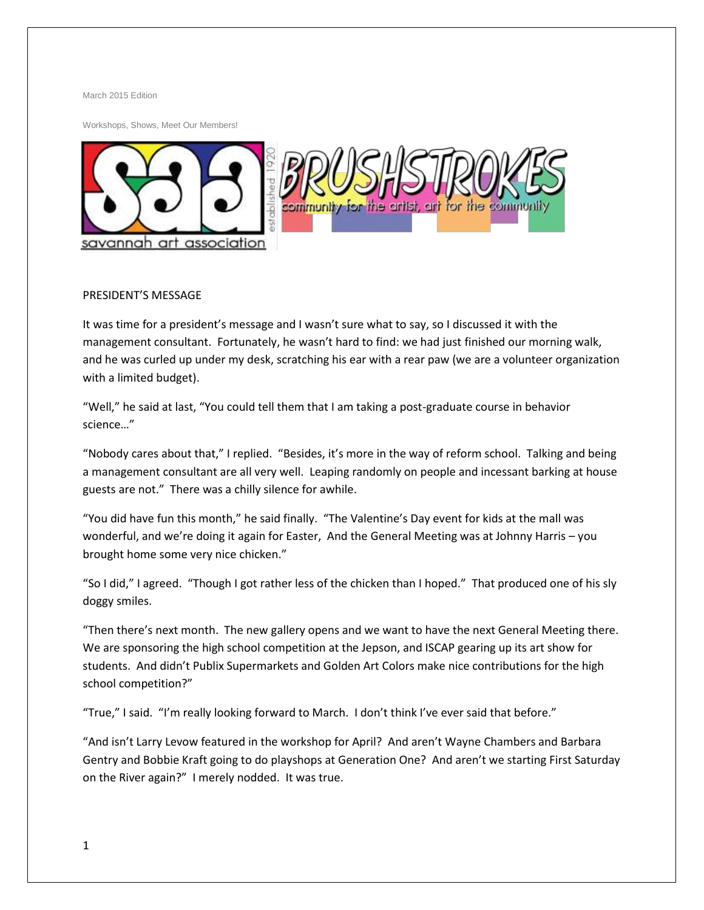March 2015 Edition

Workshops, Shows, Meet Our Members!

savannah art association established 1920

BRUSHSTROKES

community for the artist, art for the community

PRESIDENT'S MESSAGE

It was time for a president's message and I wasn't sure what to say, so I discussed it with the management consultant. Fortunately, he wasn't hard to find: we had just finished our morning walk, and he was curled up under my desk, scratching his ear with a rear paw (we are a volunteer organization with a limited budget).

"Well," he said at last, "You could tell them that I am taking a post-graduate course in behavior science…"

"Nobody cares about that," I replied. "Besides, it's more in the way of reform school. Talking and being a management consultant are all very well. Leaping randomly on people and incessant barking at house guests are not." There was a chilly silence for awhile.

"You did have fun this month," he said finally. "The Valentine's Day event for kids at the mall was wonderful, and we're doing it again for Easter, And the General Meeting was at Johnny Harris – you brought home some very nice chicken."

"So I did," I agreed. "Though I got rather less of the chicken than I hoped." That produced one of his sly doggy smiles.

"Then there's next month. The new gallery opens and we want to have the next General Meeting there. We are sponsoring the high school competition at the Jepson, and ISCAP gearing up its art show for students. And didn't Publix Supermarkets and Golden Art Colors make nice contributions for the high school competition?"

"True," I said. "I'm really looking forward to March. I don't think I've ever said that before."

"And isn't Larry Levow featured in the workshop for April? And aren't Wayne Chambers and Barbara Gentry and Bobbie Kraft going to do playshops at Generation One? And aren't we starting First Saturday on the River again?" I merely nodded. It was true.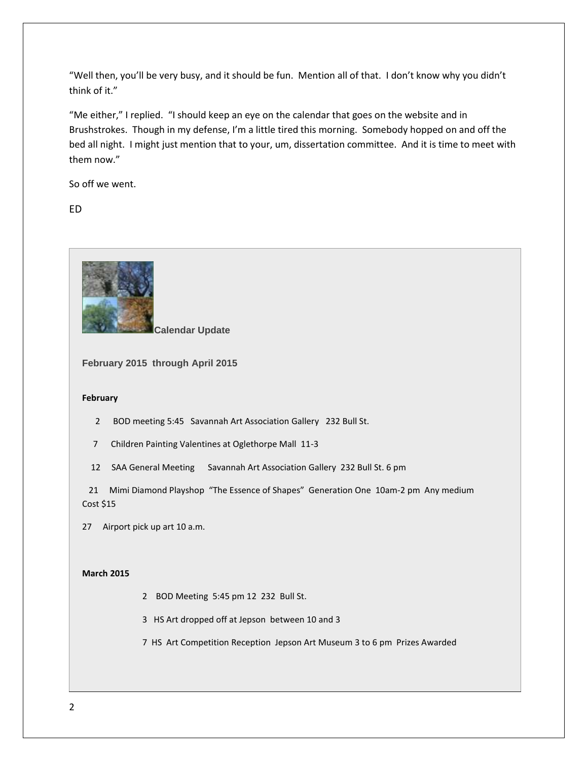"Well then, you'll be very busy, and it should be fun. Mention all of that. I don't know why you didn't think of it."

"Me either," I replied. "I should keep an eye on the calendar that goes on the website and in Brushstrokes. Though in my defense, I'm a little tired this morning. Somebody hopped on and off the bed all night. I might just mention that to your, um, dissertation committee. And it is time to meet with them now."

So off we went.

ED

## Calendar Update

### February 2015 through April 2015

**February**

2 BOD meeting 5:45 Savannah Art Association Gallery 232 Bull St.

7 Children Painting Valentines at Oglethorpe Mall 11-3

12 SAA General Meeting Savannah Art Association Gallery 232 Bull St. 6 pm

21 Mimi Diamond Playshop "The Essence of Shapes" Generation One 10am-2 pm Any medium Cost $15

27 Airport pick up art 10 a.m.

**March 2015**

2 BOD Meeting 5:45 pm 12 232 Bull St.

3 HS Art dropped off at Jepson between 10 and 3

7 HS Art Competition Reception Jepson Art Museum 3 to 6 pm Prizes Awarded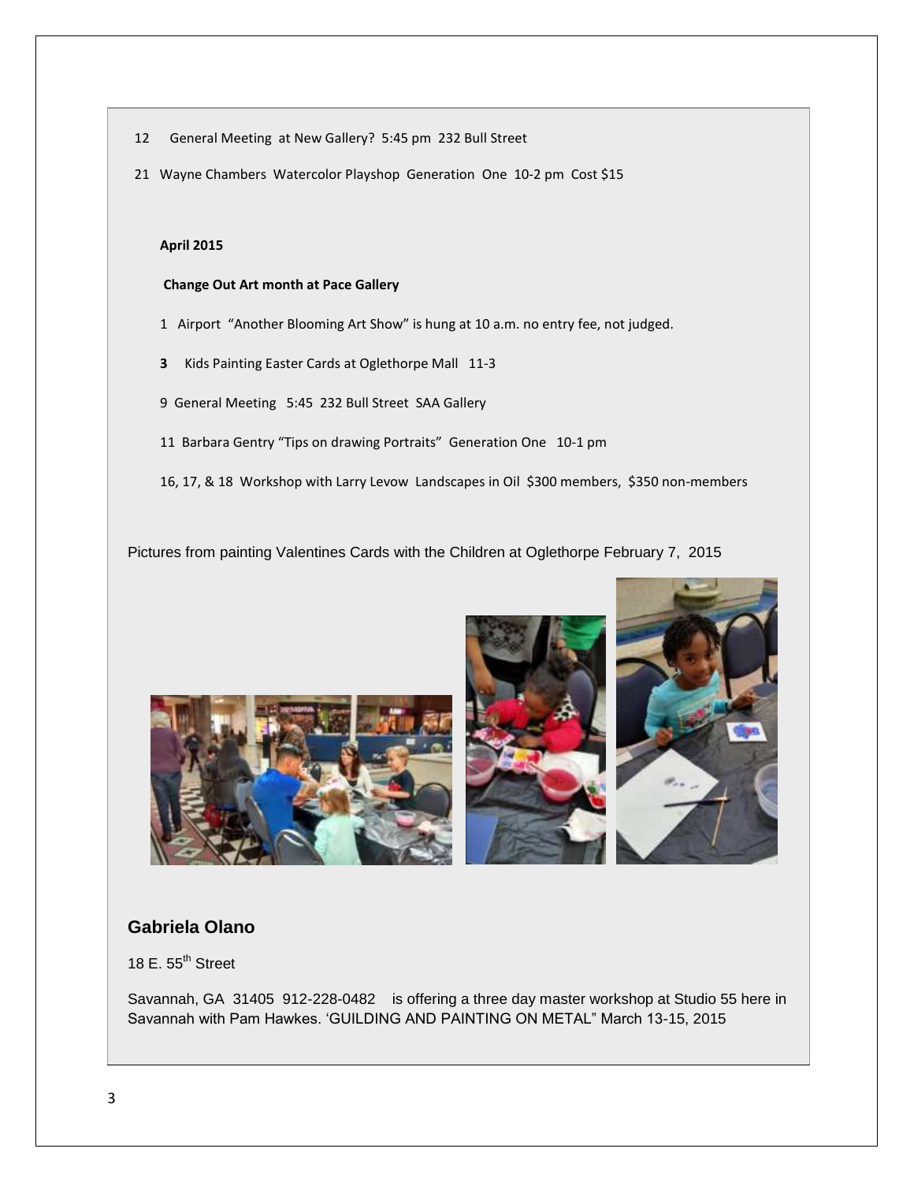12 General Meeting at New Gallery? 5:45 pm 232 Bull Street

21 Wayne Chambers Watercolor Playshop Generation One 10-2 pm Cost $15

**April 2015**

**Change Out Art month at Pace Gallery**

1 Airport "Another Blooming Art Show" is hung at 10 a.m. no entry fee, not judged.

**3** Kids Painting Easter Cards at Oglethorpe Mall 11-3

9 General Meeting 5:45 232 Bull Street SAA Gallery

11 Barbara Gentry "Tips on drawing Portraits" Generation One 10-1 pm

16, 17, & 18 Workshop with Larry Levow Landscapes in Oil $300 members, $350 non-members

Pictures from painting Valentines Cards with the Children at Oglethorpe February 7, 2015

## Gabriela Olano

18 E. 55th Street

Savannah, GA 31405 912-228-0482 is offering a three day master workshop at Studio 55 here in Savannah with Pam Hawkes. 'GUILDING AND PAINTING ON METAL" March 13-15, 2015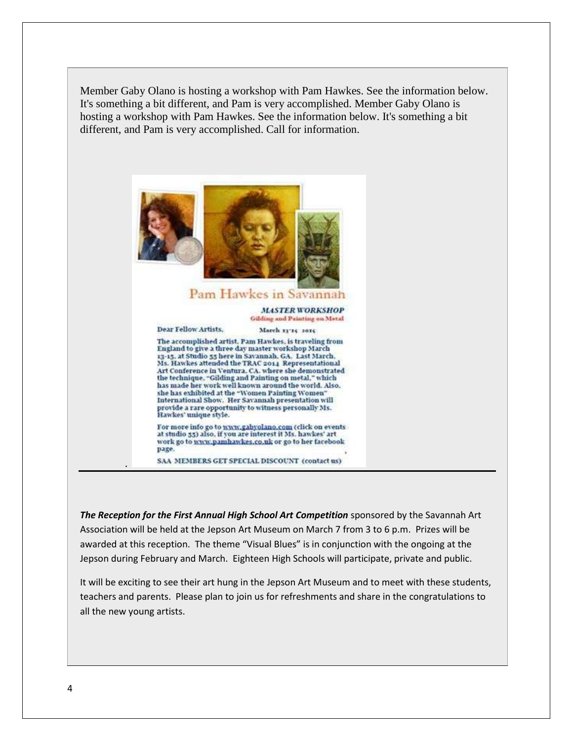Member Gaby Olano is hosting a workshop with Pam Hawkes. See the information below. It's something a bit different, and Pam is very accomplished. Member Gaby Olano is hosting a workshop with Pam Hawkes. See the information below. It's something a bit different, and Pam is very accomplished. Call for information.

# Pam Hawkes in Savannah

***MASTER WORKSHOP***
**Gilding and Painting on Metal**

Dear Fellow Artists,

March 13-15 2015

The accomplished artist, Pam Hawkes, is traveling from England to give a three day master workshop March 13-15, at Studio 55 here in Savannah, GA. Last March, Ms. Hawkes attended the TRAC 2014 Representational Art Conference in Ventura, CA, where she demonstrated the technique, "Gilding and Painting on metal," which has made her work well known around the world. Also, she has exhibited at the "Women Painting Women" International Show. Her Savannah presentation will provide a rare opportunity to witness personally Ms. Hawkes' unique style.

For more info go to www.gabyolano.com (click on events at studio 55) also, if you are interest it Ms. hawkes' art work go to www.pamhawkes.co.uk or go to her facebook page.

SAA MEMBERS GET SPECIAL DISCOUNT (contact us)

---

***The Reception for the First Annual High School Art Competition*** sponsored by the Savannah Art Association will be held at the Jepson Art Museum on March 7 from 3 to 6 p.m. Prizes will be awarded at this reception. The theme "Visual Blues" is in conjunction with the ongoing at the Jepson during February and March. Eighteen High Schools will participate, private and public.

It will be exciting to see their art hung in the Jepson Art Museum and to meet with these students, teachers and parents. Please plan to join us for refreshments and share in the congratulations to all the new young artists.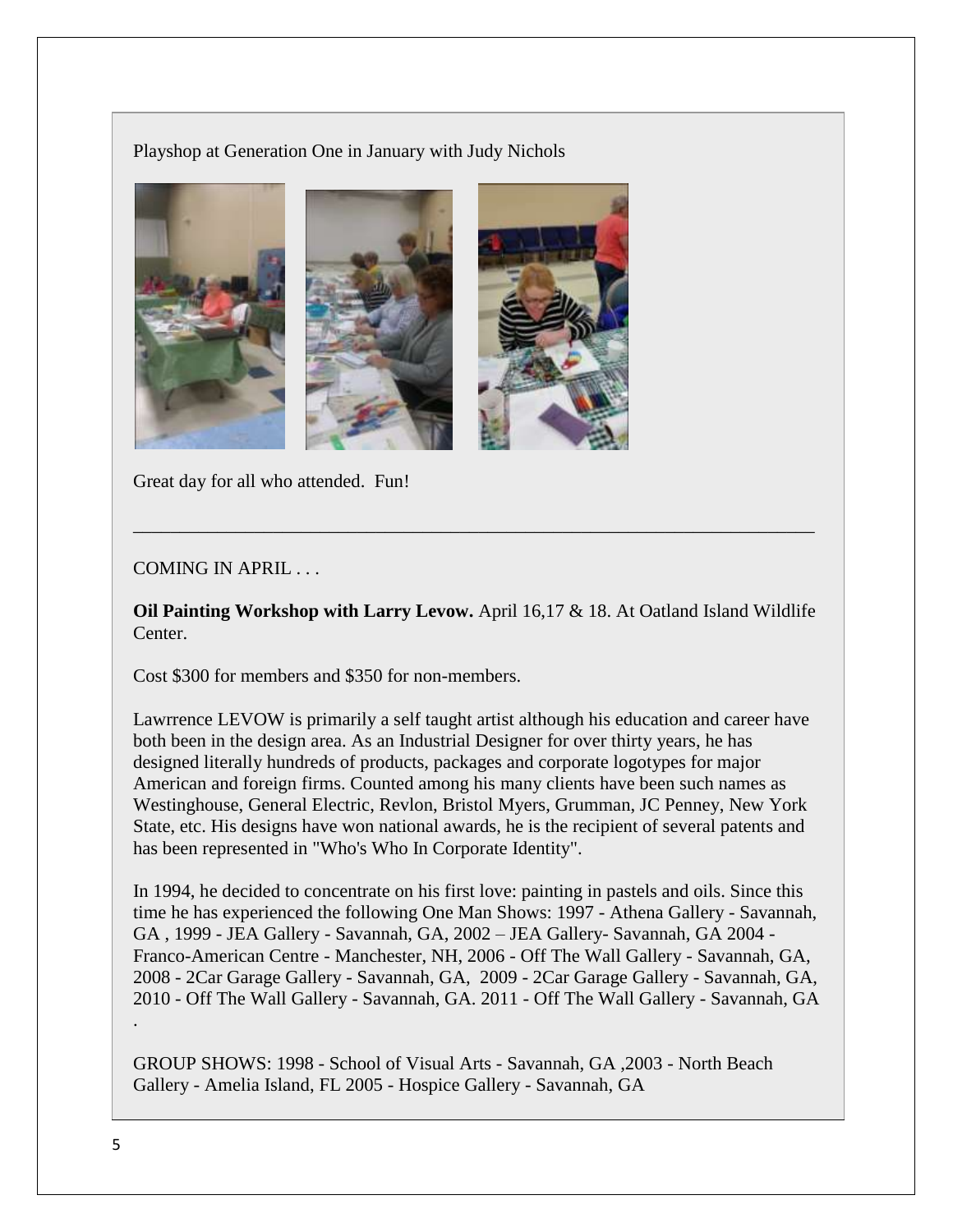Playshop at Generation One in January with Judy Nichols

Great day for all who attended. Fun!

---

COMING IN APRIL . . .

**Oil Painting Workshop with Larry Levow.** April 16,17 & 18. At Oatland Island Wildlife Center.

Cost $300 for members and $350 for non-members.

Lawrrence LEVOW is primarily a self taught artist although his education and career have both been in the design area. As an Industrial Designer for over thirty years, he has designed literally hundreds of products, packages and corporate logotypes for major American and foreign firms. Counted among his many clients have been such names as Westinghouse, General Electric, Revlon, Bristol Myers, Grumman, JC Penney, New York State, etc. His designs have won national awards, he is the recipient of several patents and has been represented in "Who's Who In Corporate Identity".

In 1994, he decided to concentrate on his first love: painting in pastels and oils. Since this time he has experienced the following One Man Shows: 1997 - Athena Gallery - Savannah, GA , 1999 - JEA Gallery - Savannah, GA, 2002 – JEA Gallery- Savannah, GA 2004 - Franco-American Centre - Manchester, NH, 2006 - Off The Wall Gallery - Savannah, GA, 2008 - 2Car Garage Gallery - Savannah, GA, 2009 - 2Car Garage Gallery - Savannah, GA, 2010 - Off The Wall Gallery - Savannah, GA. 2011 - Off The Wall Gallery - Savannah, GA .

GROUP SHOWS: 1998 - School of Visual Arts - Savannah, GA ,2003 - North Beach Gallery - Amelia Island, FL 2005 - Hospice Gallery - Savannah, GA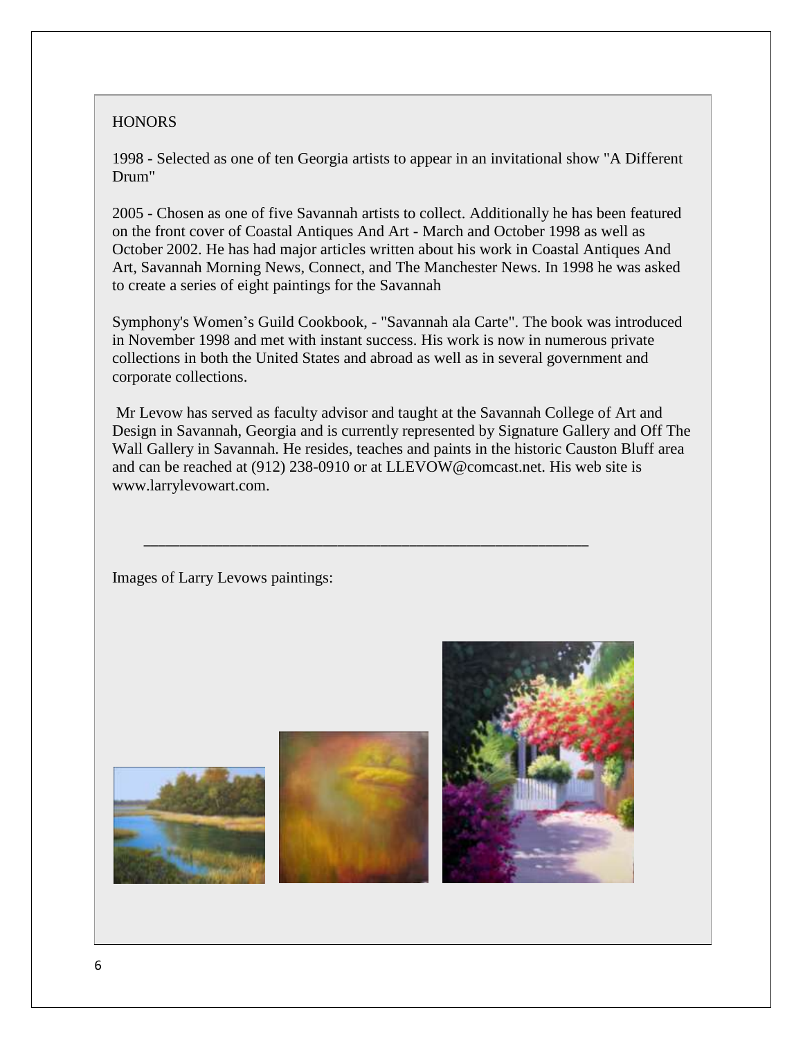## HONORS

1998 - Selected as one of ten Georgia artists to appear in an invitational show "A Different Drum"

2005 - Chosen as one of five Savannah artists to collect. Additionally he has been featured on the front cover of Coastal Antiques And Art - March and October 1998 as well as October 2002. He has had major articles written about his work in Coastal Antiques And Art, Savannah Morning News, Connect, and The Manchester News. In 1998 he was asked to create a series of eight paintings for the Savannah

Symphony's Women's Guild Cookbook, - "Savannah ala Carte". The book was introduced in November 1998 and met with instant success. His work is now in numerous private collections in both the United States and abroad as well as in several government and corporate collections.

Mr Levow has served as faculty advisor and taught at the Savannah College of Art and Design in Savannah, Georgia and is currently represented by Signature Gallery and Off The Wall Gallery in Savannah. He resides, teaches and paints in the historic Causton Bluff area and can be reached at (912) 238-0910 or at LLEVOW@comcast.net. His web site is www.larrylevowart.com.

---

Images of Larry Levows paintings: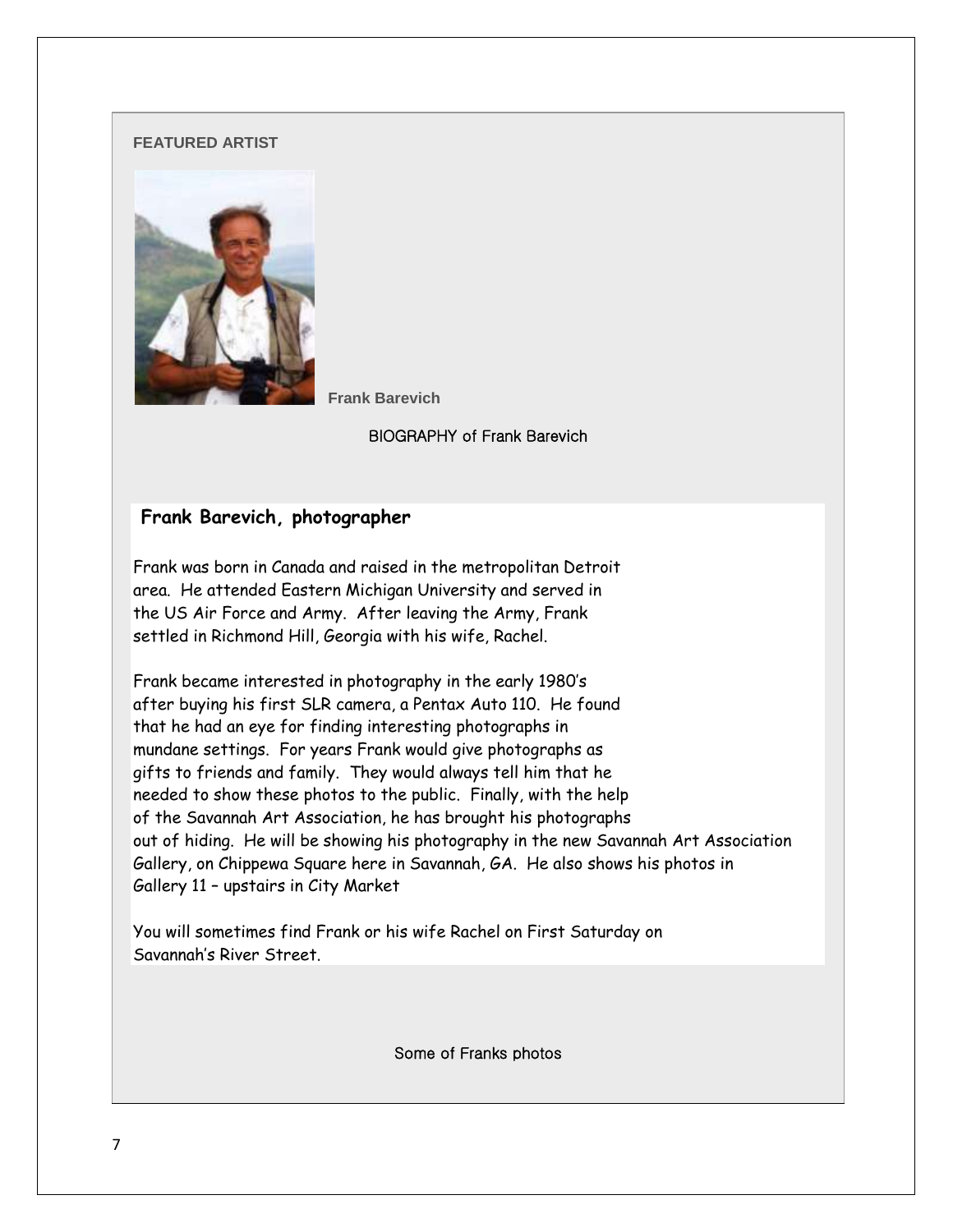FEATURED ARTIST

**Frank Barevich**

BIOGRAPHY of Frank Barevich

## Frank Barevich, photographer

Frank was born in Canada and raised in the metropolitan Detroit area. He attended Eastern Michigan University and served in the US Air Force and Army. After leaving the Army, Frank settled in Richmond Hill, Georgia with his wife, Rachel.

Frank became interested in photography in the early 1980's after buying his first SLR camera, a Pentax Auto 110. He found that he had an eye for finding interesting photographs in mundane settings. For years Frank would give photographs as gifts to friends and family. They would always tell him that he needed to show these photos to the public. Finally, with the help of the Savannah Art Association, he has brought his photographs out of hiding. He will be showing his photography in the new Savannah Art Association Gallery, on Chippewa Square here in Savannah, GA. He also shows his photos in Gallery 11 – upstairs in City Market

You will sometimes find Frank or his wife Rachel on First Saturday on Savannah's River Street.

Some of Franks photos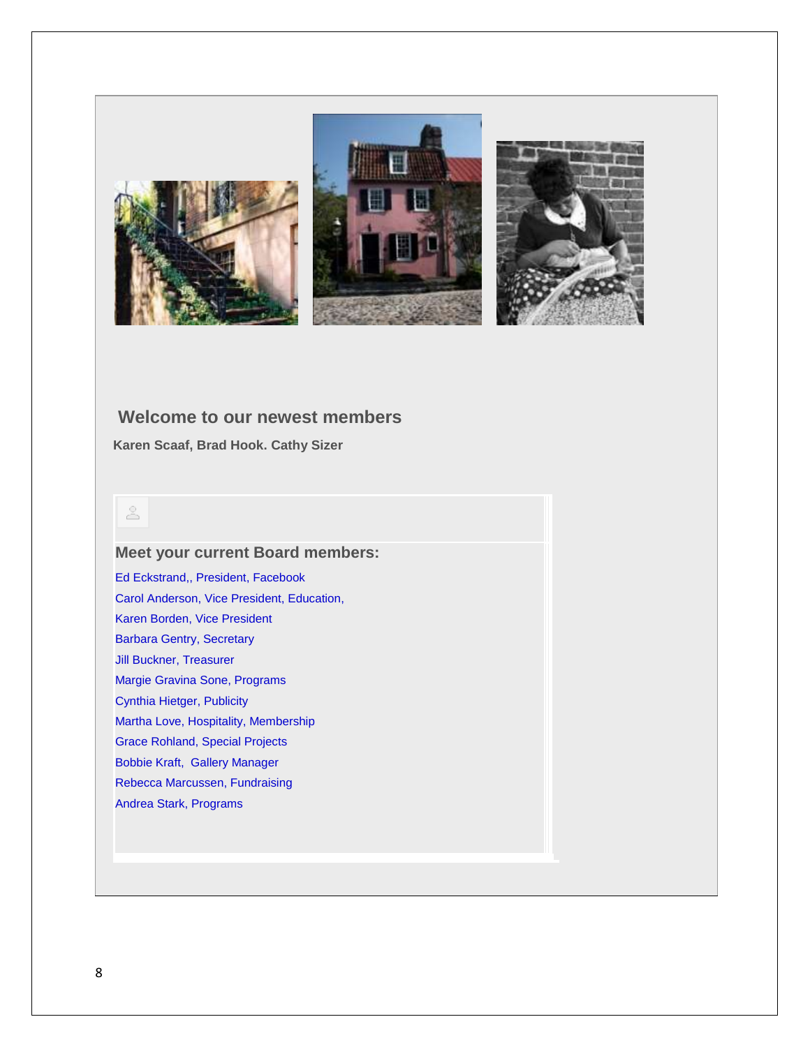## Welcome to our newest members

**Karen Scaaf, Brad Hook. Cathy Sizer**

## Meet your current Board members:

Ed Eckstrand,, President, Facebook

Carol Anderson, Vice President, Education,

Karen Borden, Vice President

Barbara Gentry, Secretary

Jill Buckner, Treasurer

Margie Gravina Sone, Programs

Cynthia Hietger, Publicity

Martha Love, Hospitality, Membership

Grace Rohland, Special Projects

Bobbie Kraft, Gallery Manager

Rebecca Marcussen, Fundraising

Andrea Stark, Programs